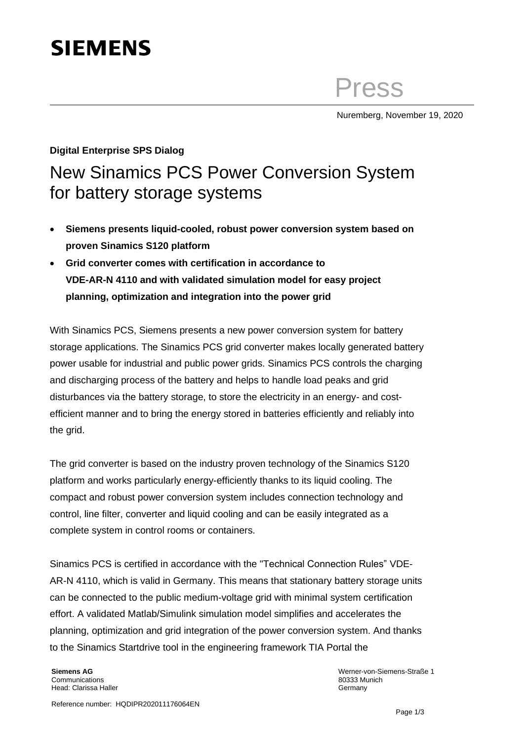**SIEMENS**

Press

Nuremberg, November 19, 2020

**Digital Enterprise SPS Dialog**

# New Sinamics PCS Power Conversion System for battery storage systems

- **Siemens presents liquid-cooled, robust power conversion system based on proven Sinamics S120 platform**
- **Grid converter comes with certification in accordance to VDE-AR-N 4110 and with validated simulation model for easy project planning, optimization and integration into the power grid**

With Sinamics PCS, Siemens presents a new power conversion system for battery storage applications. The Sinamics PCS grid converter makes locally generated battery power usable for industrial and public power grids. Sinamics PCS controls the charging and discharging process of the battery and helps to handle load peaks and grid disturbances via the battery storage, to store the electricity in an energy- and cost-efficient manner and to bring the energy stored in batteries efficiently and reliably into the grid.

The grid converter is based on the industry proven technology of the Sinamics S120 platform and works particularly energy-efficiently thanks to its liquid cooling. The compact and robust power conversion system includes connection technology and control, line filter, converter and liquid cooling and can be easily integrated as a complete system in control rooms or containers.

Sinamics PCS is certified in accordance with the "Technical Connection Rules" VDE-AR-N 4110, which is valid in Germany. This means that stationary battery storage units can be connected to the public medium-voltage grid with minimal system certification effort. A validated Matlab/Simulink simulation model simplifies and accelerates the planning, optimization and grid integration of the power conversion system. And thanks to the Sinamics Startdrive tool in the engineering framework TIA Portal the

**Siemens AG**
Communications
Head: Clarissa Haller

Werner-von-Siemens-Straße 1
80333 Munich
Germany

Reference number: HQDIPR202011176064EN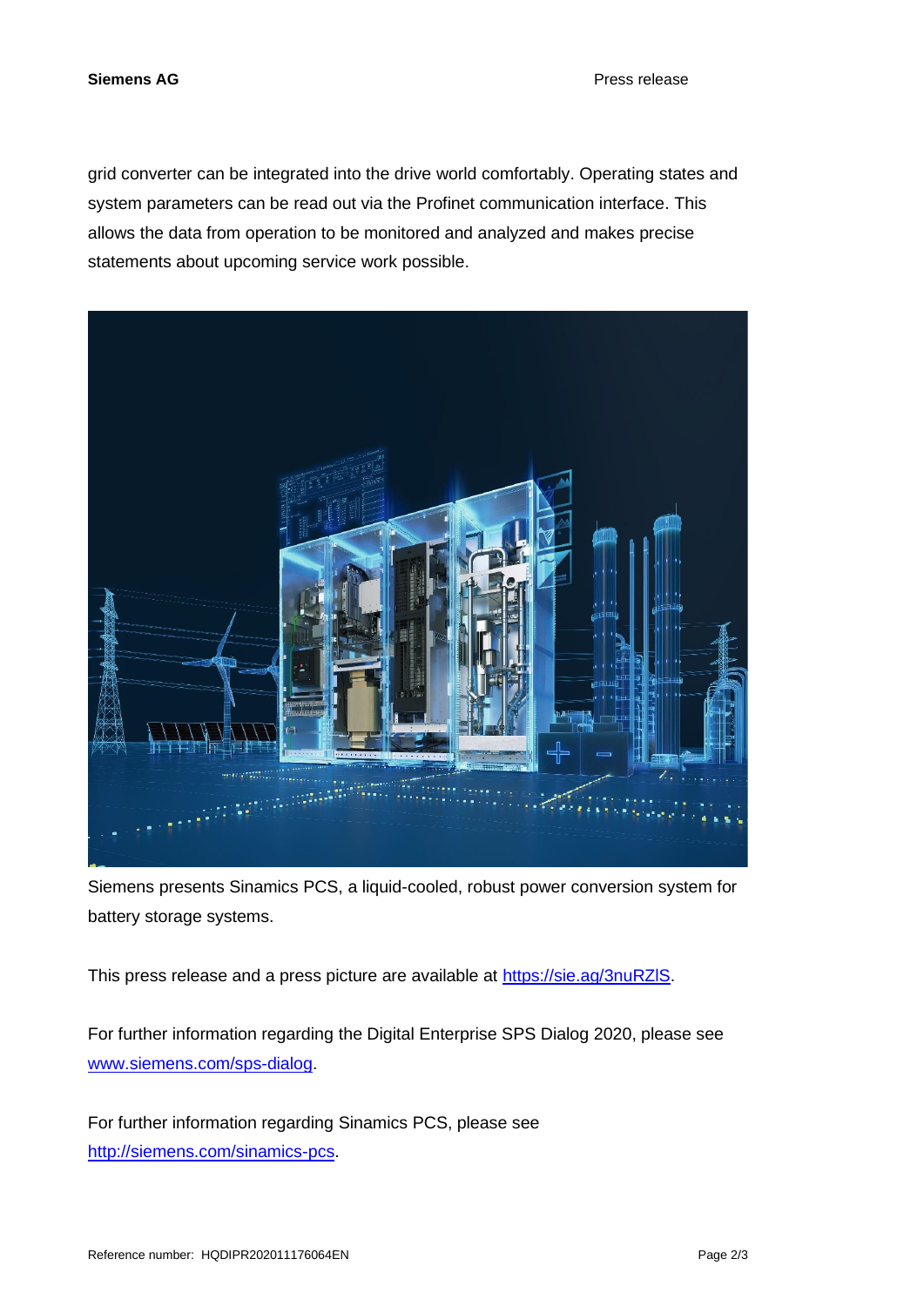grid converter can be integrated into the drive world comfortably. Operating states and system parameters can be read out via the Profinet communication interface. This allows the data from operation to be monitored and analyzed and makes precise statements about upcoming service work possible.

Siemens presents Sinamics PCS, a liquid-cooled, robust power conversion system for battery storage systems.

This press release and a press picture are available at https://sie.ag/3nuRZlS.

For further information regarding the Digital Enterprise SPS Dialog 2020, please see www.siemens.com/sps-dialog.

For further information regarding Sinamics PCS, please see http://siemens.com/sinamics-pcs.

Reference number: HQDIPR202011176064EN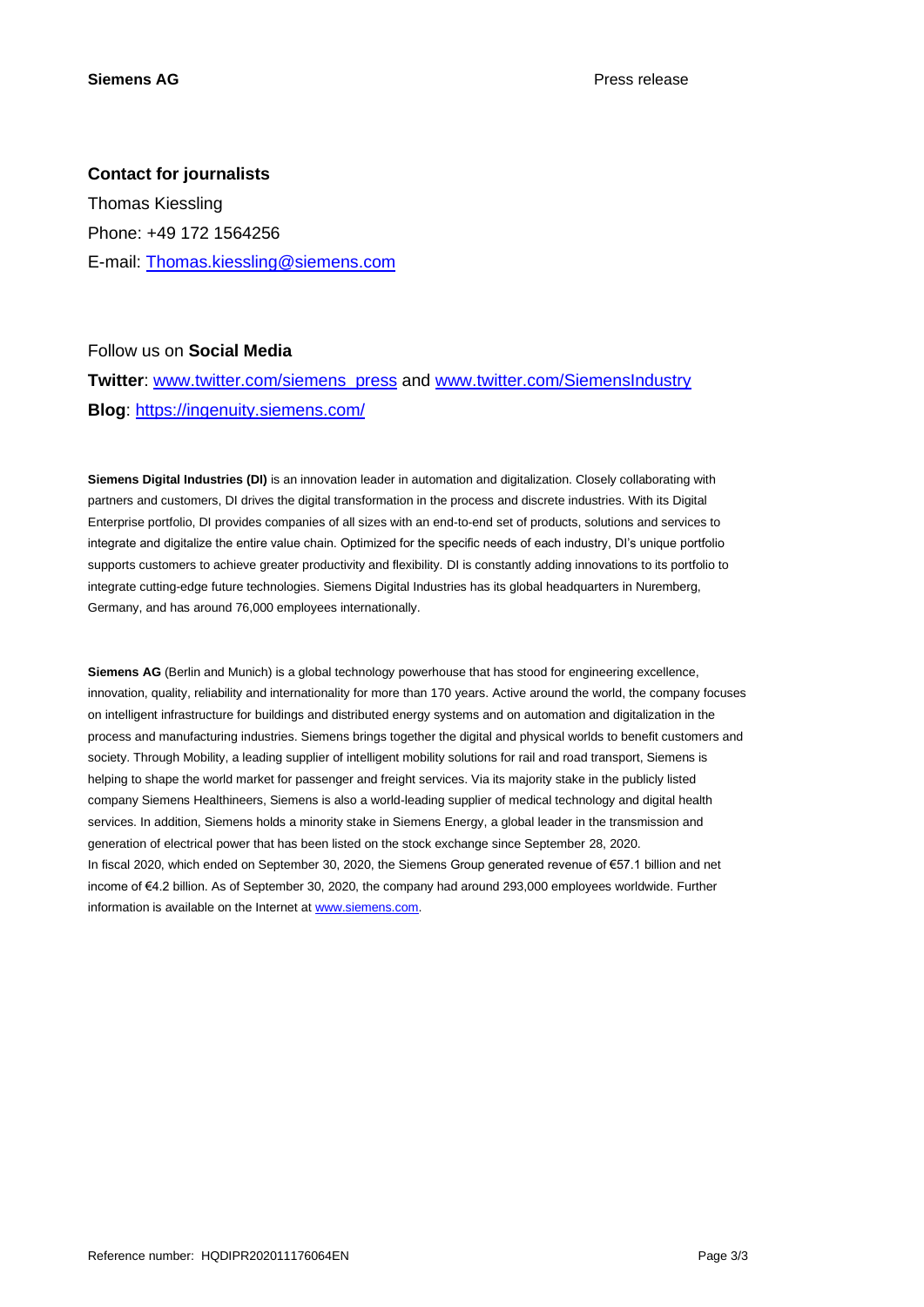**Contact for journalists**

Thomas Kiessling

Phone: +49 172 1564256

E-mail: [Thomas.kiessling@siemens.com](mailto:Thomas.kiessling@siemens.com)

Follow us on **Social Media**

**Twitter**: [www.twitter.com/siemens_press](http://www.twitter.com/siemens_press) and [www.twitter.com/SiemensIndustry](http://www.twitter.com/SiemensIndustry)

**Blog**: [https://ingenuity.siemens.com/](https://ingenuity.siemens.com/)

**Siemens Digital Industries (DI)** is an innovation leader in automation and digitalization. Closely collaborating with partners and customers, DI drives the digital transformation in the process and discrete industries. With its Digital Enterprise portfolio, DI provides companies of all sizes with an end-to-end set of products, solutions and services to integrate and digitalize the entire value chain. Optimized for the specific needs of each industry, DI's unique portfolio supports customers to achieve greater productivity and flexibility. DI is constantly adding innovations to its portfolio to integrate cutting-edge future technologies. Siemens Digital Industries has its global headquarters in Nuremberg, Germany, and has around 76,000 employees internationally.

**Siemens AG** (Berlin and Munich) is a global technology powerhouse that has stood for engineering excellence, innovation, quality, reliability and internationality for more than 170 years. Active around the world, the company focuses on intelligent infrastructure for buildings and distributed energy systems and on automation and digitalization in the process and manufacturing industries. Siemens brings together the digital and physical worlds to benefit customers and society. Through Mobility, a leading supplier of intelligent mobility solutions for rail and road transport, Siemens is helping to shape the world market for passenger and freight services. Via its majority stake in the publicly listed company Siemens Healthineers, Siemens is also a world-leading supplier of medical technology and digital health services. In addition, Siemens holds a minority stake in Siemens Energy, a global leader in the transmission and generation of electrical power that has been listed on the stock exchange since September 28, 2020.
In fiscal 2020, which ended on September 30, 2020, the Siemens Group generated revenue of €57.1 billion and net income of €4.2 billion. As of September 30, 2020, the company had around 293,000 employees worldwide. Further information is available on the Internet at [www.siemens.com](http://www.siemens.com).

Reference number: HQDIPR202011176064EN